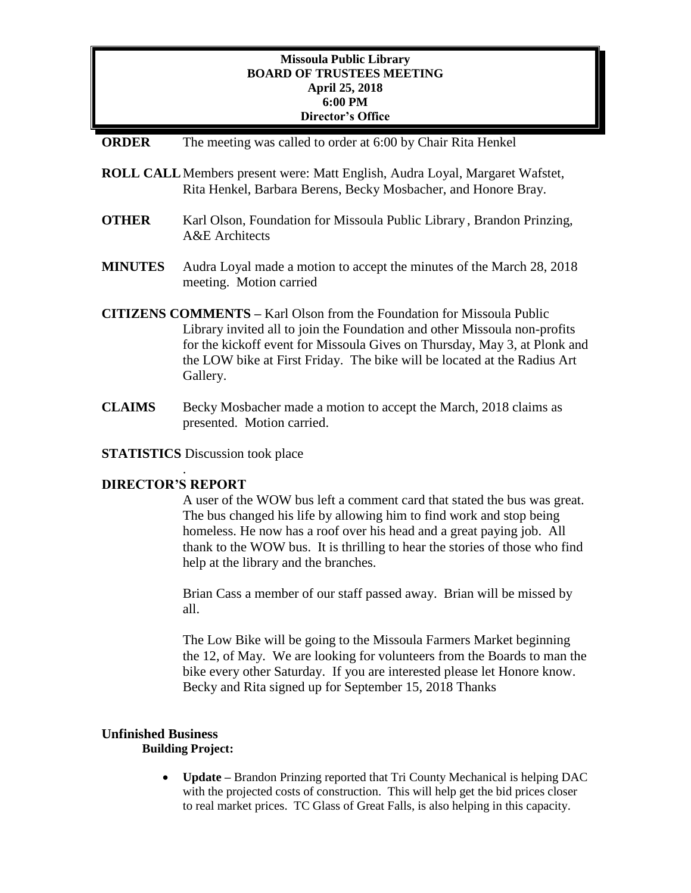**Missoula Public Library**
**BOARD OF TRUSTEES MEETING**
**April 25, 2018**
**6:00 PM**
**Director's Office**

**ORDER** The meeting was called to order at 6:00 by Chair Rita Henkel

**ROLL CALL** Members present were: Matt English, Audra Loyal, Margaret Wafstet, Rita Henkel, Barbara Berens, Becky Mosbacher, and Honore Bray.

**OTHER** Karl Olson, Foundation for Missoula Public Library, Brandon Prinzing, A&E Architects

**MINUTES** Audra Loyal made a motion to accept the minutes of the March 28, 2018 meeting. Motion carried

**CITIZENS COMMENTS –** Karl Olson from the Foundation for Missoula Public Library invited all to join the Foundation and other Missoula non-profits for the kickoff event for Missoula Gives on Thursday, May 3, at Plonk and the LOW bike at First Friday. The bike will be located at the Radius Art Gallery.

**CLAIMS** Becky Mosbacher made a motion to accept the March, 2018 claims as presented. Motion carried.

**STATISTICS** Discussion took place

.

**DIRECTOR'S REPORT**

A user of the WOW bus left a comment card that stated the bus was great. The bus changed his life by allowing him to find work and stop being homeless. He now has a roof over his head and a great paying job. All thank to the WOW bus. It is thrilling to hear the stories of those who find help at the library and the branches.

Brian Cass a member of our staff passed away. Brian will be missed by all.

The Low Bike will be going to the Missoula Farmers Market beginning the 12, of May. We are looking for volunteers from the Boards to man the bike every other Saturday. If you are interested please let Honore know. Becky and Rita signed up for September 15, 2018 Thanks

**Unfinished Business**

**Building Project:**

- **Update –** Brandon Prinzing reported that Tri County Mechanical is helping DAC with the projected costs of construction. This will help get the bid prices closer to real market prices. TC Glass of Great Falls, is also helping in this capacity.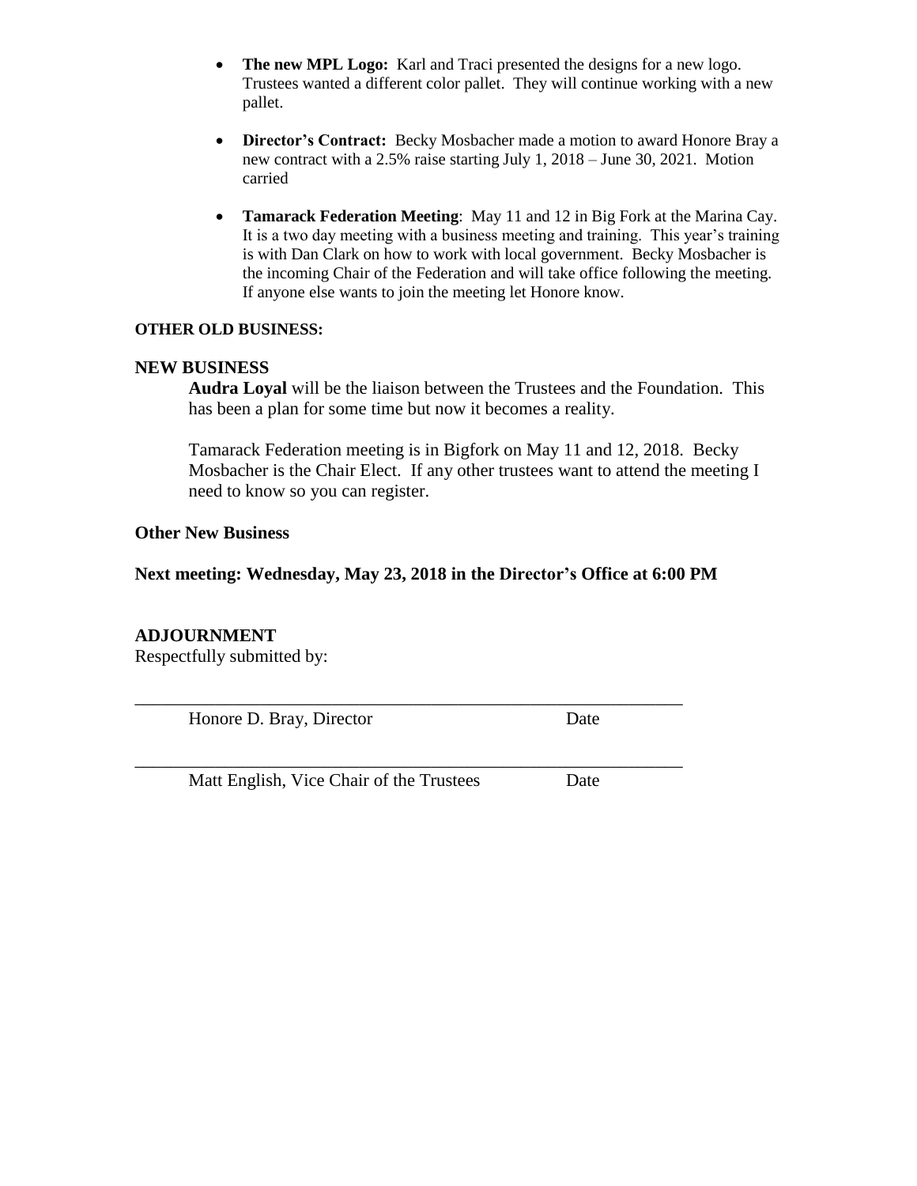- **The new MPL Logo:** Karl and Traci presented the designs for a new logo. Trustees wanted a different color pallet. They will continue working with a new pallet.

- **Director's Contract:** Becky Mosbacher made a motion to award Honore Bray a new contract with a 2.5% raise starting July 1, 2018 – June 30, 2021. Motion carried

- **Tamarack Federation Meeting**: May 11 and 12 in Big Fork at the Marina Cay. It is a two day meeting with a business meeting and training. This year's training is with Dan Clark on how to work with local government. Becky Mosbacher is the incoming Chair of the Federation and will take office following the meeting. If anyone else wants to join the meeting let Honore know.

**OTHER OLD BUSINESS:**

**NEW BUSINESS**

**Audra Loyal** will be the liaison between the Trustees and the Foundation. This has been a plan for some time but now it becomes a reality.

Tamarack Federation meeting is in Bigfork on May 11 and 12, 2018. Becky Mosbacher is the Chair Elect. If any other trustees want to attend the meeting I need to know so you can register.

**Other New Business**

**Next meeting: Wednesday, May 23, 2018 in the Director's Office at 6:00 PM**

**ADJOURNMENT**

Respectfully submitted by:

_______________________________________________________________

Honore D. Bray, Director Date

_______________________________________________________________

Matt English, Vice Chair of the Trustees Date